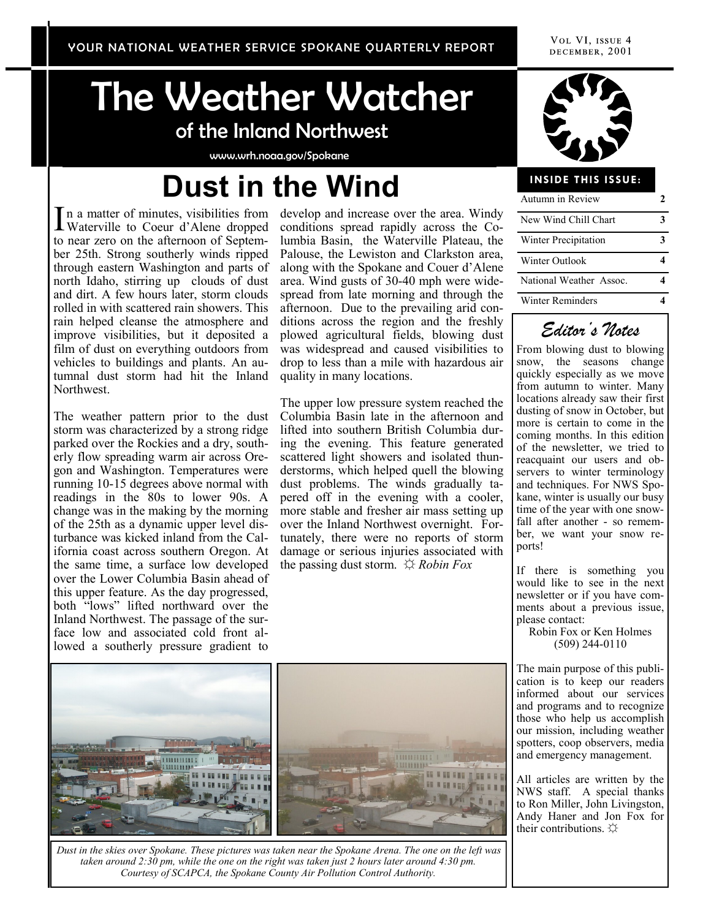YOUR NATIONAL WEATHER SERVICE SPOKANE QUARTERLY REPORT

VOL VI, ISSUE 4
DECEMBER, 2001

# The Weather Watcher

## of the Inland Northwest

www.wrh.noaa.gov/Spokane

# Dust in the Wind

In a matter of minutes, visibilities from Waterville to Coeur d'Alene dropped to near zero on the afternoon of September 25th. Strong southerly winds ripped through eastern Washington and parts of north Idaho, stirring up clouds of dust and dirt. A few hours later, storm clouds rolled in with scattered rain showers. This rain helped cleanse the atmosphere and improve visibilities, but it deposited a film of dust on everything outdoors from vehicles to buildings and plants. An autumnal dust storm had hit the Inland Northwest.

The weather pattern prior to the dust storm was characterized by a strong ridge parked over the Rockies and a dry, southerly flow spreading warm air across Oregon and Washington. Temperatures were running 10-15 degrees above normal with readings in the 80s to lower 90s. A change was in the making by the morning of the 25th as a dynamic upper level disturbance was kicked inland from the California coast across southern Oregon. At the same time, a surface low developed over the Lower Columbia Basin ahead of this upper feature. As the day progressed, both "lows" lifted northward over the Inland Northwest. The passage of the surface low and associated cold front allowed a southerly pressure gradient to develop and increase over the area. Windy conditions spread rapidly across the Columbia Basin, the Waterville Plateau, the Palouse, the Lewiston and Clarkston area, along with the Spokane and Couer d'Alene area. Wind gusts of 30-40 mph were widespread from late morning and through the afternoon. Due to the prevailing arid conditions across the region and the freshly plowed agricultural fields, blowing dust was widespread and caused visibilities to drop to less than a mile with hazardous air quality in many locations.

The upper low pressure system reached the Columbia Basin late in the afternoon and lifted into southern British Columbia during the evening. This feature generated scattered light showers and isolated thunderstorms, which helped quell the blowing dust problems. The winds gradually tapered off in the evening with a cooler, more stable and fresher air mass setting up over the Inland Northwest overnight. Fortunately, there were no reports of storm damage or serious injuries associated with the passing dust storm. ☼ *Robin Fox*

*Dust in the skies over Spokane. These pictures was taken near the Spokane Arena. The one on the left was taken around 2:30 pm, while the one on the right was taken just 2 hours later around 4:30 pm. Courtesy of SCAPCA, the Spokane County Air Pollution Control Authority.*

### INSIDE THIS ISSUE:

| | |
|---|---|
| Autumn in Review | 2 |
| New Wind Chill Chart | 3 |
| Winter Precipitation | 3 |
| Winter Outlook | 4 |
| National Weather Assoc. | 4 |
| Winter Reminders | 4 |

### *Editor's Notes*

From blowing dust to blowing snow, the seasons change quickly especially as we move from autumn to winter. Many locations already saw their first dusting of snow in October, but more is certain to come in the coming months. In this edition of the newsletter, we tried to reacquaint our users and observers to winter terminology and techniques. For NWS Spokane, winter is usually our busy time of the year with one snowfall after another - so remember, we want your snow reports!

If there is something you would like to see in the next newsletter or if you have comments about a previous issue, please contact:
Robin Fox or Ken Holmes
(509) 244-0110

The main purpose of this publication is to keep our readers informed about our services and programs and to recognize those who help us accomplish our mission, including weather spotters, coop observers, media and emergency management.

All articles are written by the NWS staff. A special thanks to Ron Miller, John Livingston, Andy Haner and Jon Fox for their contributions. ☼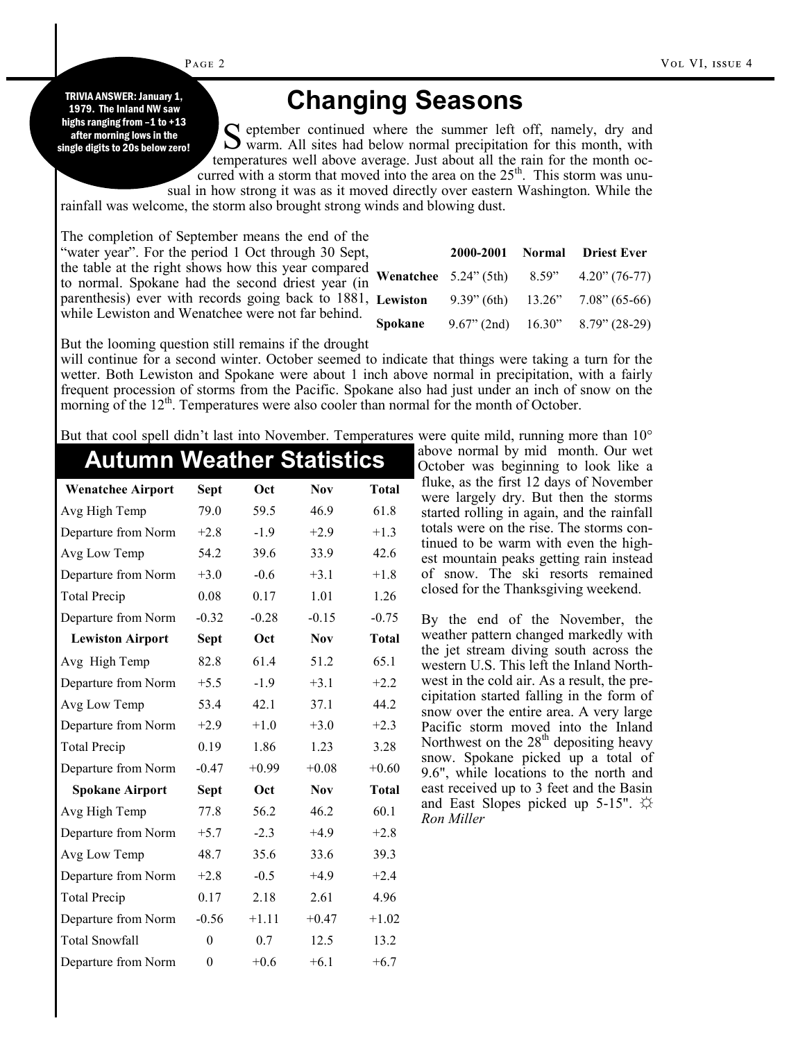**TRIVIA ANSWER: January 1, 1979. The Inland NW saw highs ranging from –1 to +13 after morning lows in the single digits to 20s below zero!**

# Changing Seasons

September continued where the summer left off, namely, dry and warm. All sites had below normal precipitation for this month, with temperatures well above average. Just about all the rain for the month occurred with a storm that moved into the area on the 25th. This storm was unusual in how strong it was as it moved directly over eastern Washington. While the rainfall was welcome, the storm also brought strong winds and blowing dust.

The completion of September means the end of the "water year". For the period 1 Oct through 30 Sept, the table at the right shows how this year compared to normal. Spokane had the second driest year (in parenthesis) ever with records going back to 1881, while Lewiston and Wenatchee were not far behind.

| | 2000-2001 | Normal | Driest Ever |
|---|---|---|---|
| **Wenatchee** | 5.24" (5th) | 8.59" | 4.20" (76-77) |
| **Lewiston** | 9.39" (6th) | 13.26" | 7.08" (65-66) |
| **Spokane** | 9.67" (2nd) | 16.30" | 8.79" (28-29) |

But the looming question still remains if the drought will continue for a second winter. October seemed to indicate that things were taking a turn for the wetter. Both Lewiston and Spokane were about 1 inch above normal in precipitation, with a fairly frequent procession of storms from the Pacific. Spokane also had just under an inch of snow on the morning of the 12th. Temperatures were also cooler than normal for the month of October.

But that cool spell didn't last into November. Temperatures were quite mild, running more than 10° above normal by mid month. Our wet October was beginning to look like a fluke, as the first 12 days of November were largely dry. But then the storms started rolling in again, and the rainfall totals were on the rise. The storms continued to be warm with even the highest mountain peaks getting rain instead of snow. The ski resorts remained closed for the Thanksgiving weekend.

By the end of the November, the weather pattern changed markedly with the jet stream diving south across the western U.S. This left the Inland Northwest in the cold air. As a result, the precipitation started falling in the form of snow over the entire area. A very large Pacific storm moved into the Inland Northwest on the 28th depositing heavy snow. Spokane picked up a total of 9.6", while locations to the north and east received up to 3 feet and the Basin and East Slopes picked up 5-15". ☼ *Ron Miller*

## Autumn Weather Statistics

| **Wenatchee Airport** | **Sept** | **Oct** | **Nov** | **Total** |
|---|---|---|---|---|
| Avg High Temp | 79.0 | 59.5 | 46.9 | 61.8 |
| Departure from Norm | +2.8 | -1.9 | +2.9 | +1.3 |
| Avg Low Temp | 54.2 | 39.6 | 33.9 | 42.6 |
| Departure from Norm | +3.0 | -0.6 | +3.1 | +1.8 |
| Total Precip | 0.08 | 0.17 | 1.01 | 1.26 |
| Departure from Norm | -0.32 | -0.28 | -0.15 | -0.75 |
| **Lewiston Airport** | **Sept** | **Oct** | **Nov** | **Total** |
| Avg High Temp | 82.8 | 61.4 | 51.2 | 65.1 |
| Departure from Norm | +5.5 | -1.9 | +3.1 | +2.2 |
| Avg Low Temp | 53.4 | 42.1 | 37.1 | 44.2 |
| Departure from Norm | +2.9 | +1.0 | +3.0 | +2.3 |
| Total Precip | 0.19 | 1.86 | 1.23 | 3.28 |
| Departure from Norm | -0.47 | +0.99 | +0.08 | +0.60 |
| **Spokane Airport** | **Sept** | **Oct** | **Nov** | **Total** |
| Avg High Temp | 77.8 | 56.2 | 46.2 | 60.1 |
| Departure from Norm | +5.7 | -2.3 | +4.9 | +2.8 |
| Avg Low Temp | 48.7 | 35.6 | 33.6 | 39.3 |
| Departure from Norm | +2.8 | -0.5 | +4.9 | +2.4 |
| Total Precip | 0.17 | 2.18 | 2.61 | 4.96 |
| Departure from Norm | -0.56 | +1.11 | +0.47 | +1.02 |
| Total Snowfall | 0 | 0.7 | 12.5 | 13.2 |
| Departure from Norm | 0 | +0.6 | +6.1 | +6.7 |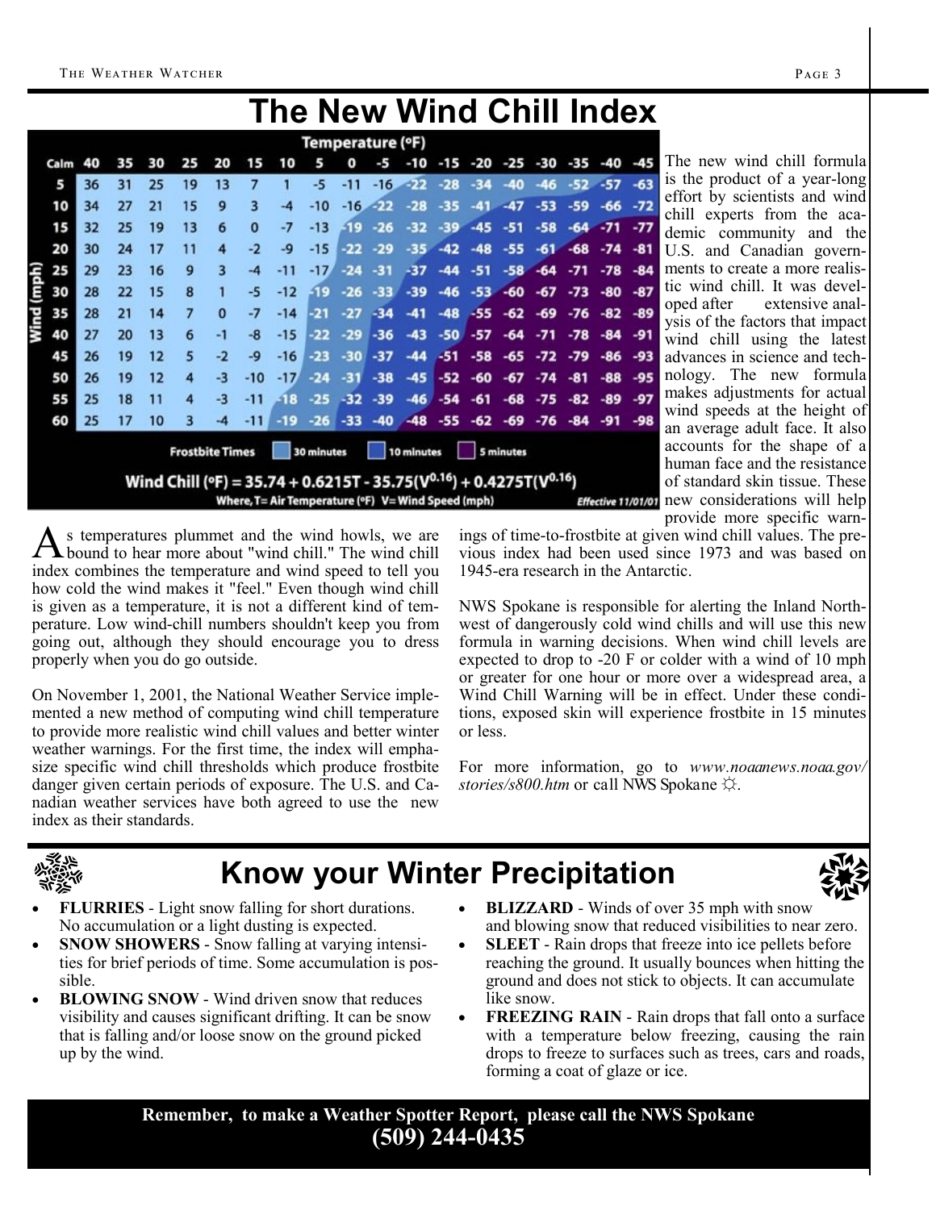# The New Wind Chill Index

| Wind (mph) \ Temperature (°F) | Calm 40 | 35 | 30 | 25 | 20 | 15 | 10 | 5 | 0 | -5 | -10 | -15 | -20 | -25 | -30 | -35 | -40 | -45 |
|---|---|---|---|---|---|---|---|---|---|---|---|---|---|---|---|---|---|---|
| 5 | 36 | 31 | 25 | 19 | 13 | 7 | 1 | -5 | -11 | -16 | -22 | -28 | -34 | -40 | -46 | -52 | -57 | -63 |
| 10 | 34 | 27 | 21 | 15 | 9 | 3 | -4 | -10 | -16 | -22 | -28 | -35 | -41 | -47 | -53 | -59 | -66 | -72 |
| 15 | 32 | 25 | 19 | 13 | 6 | 0 | -7 | -13 | -19 | -26 | -32 | -39 | -45 | -51 | -58 | -64 | -71 | -77 |
| 20 | 30 | 24 | 17 | 11 | 4 | -2 | -9 | -15 | -22 | -29 | -35 | -42 | -48 | -55 | -61 | -68 | -74 | -81 |
| 25 | 29 | 23 | 16 | 9 | 3 | -4 | -11 | -17 | -24 | -31 | -37 | -44 | -51 | -58 | -64 | -71 | -78 | -84 |
| 30 | 28 | 22 | 15 | 8 | 1 | -5 | -12 | -19 | -26 | -33 | -39 | -46 | -53 | -60 | -67 | -73 | -80 | -87 |
| 35 | 28 | 21 | 14 | 7 | 0 | -7 | -14 | -21 | -27 | -34 | -41 | -48 | -55 | -62 | -69 | -76 | -82 | -89 |
| 40 | 27 | 20 | 13 | 6 | -1 | -8 | -15 | -22 | -29 | -36 | -43 | -50 | -57 | -64 | -71 | -78 | -84 | -91 |
| 45 | 26 | 19 | 12 | 5 | -2 | -9 | -16 | -23 | -30 | -37 | -44 | -51 | -58 | -65 | -72 | -79 | -86 | -93 |
| 50 | 26 | 19 | 12 | 4 | -3 | -10 | -17 | -24 | -31 | -38 | -45 | -52 | -60 | -67 | -74 | -81 | -88 | -95 |
| 55 | 25 | 18 | 11 | 4 | -3 | -11 | -18 | -25 | -32 | -39 | -46 | -54 | -61 | -68 | -75 | -82 | -89 | -97 |
| 60 | 25 | 17 | 10 | 3 | -4 | -11 | -19 | -26 | -33 | -40 | -48 | -55 | -62 | -69 | -76 | -84 | -91 | -98 |

Frostbite Times: 30 minutes | 10 minutes | 5 minutes

$$\text{Wind Chill (°F)} = 35.74 + 0.6215T - 35.75(V^{0.16}) + 0.4275T(V^{0.16})$$

Where, T= Air Temperature (°F) V= Wind Speed (mph)

*Effective 11/01/01*

The new wind chill formula is the product of a year-long effort by scientists and wind chill experts from the academic community and the U.S. and Canadian governments to create a more realistic wind chill. It was developed after extensive analysis of the factors that impact wind chill using the latest advances in science and technology. The new formula makes adjustments for actual wind speeds at the height of an average adult face. It also accounts for the shape of a human face and the resistance of standard skin tissue. These new considerations will help provide more specific warnings of time-to-frostbite at given wind chill values. The previous index had been used since 1973 and was based on 1945-era research in the Antarctic.

As temperatures plummet and the wind howls, we are bound to hear more about "wind chill." The wind chill index combines the temperature and wind speed to tell you how cold the wind makes it "feel." Even though wind chill is given as a temperature, it is not a different kind of temperature. Low wind-chill numbers shouldn't keep you from going out, although they should encourage you to dress properly when you do go outside.

On November 1, 2001, the National Weather Service implemented a new method of computing wind chill temperature to provide more realistic wind chill values and better winter weather warnings. For the first time, the index will emphasize specific wind chill thresholds which produce frostbite danger given certain periods of exposure. The U.S. and Canadian weather services have both agreed to use the new index as their standards.

NWS Spokane is responsible for alerting the Inland Northwest of dangerously cold wind chills and will use this new formula in warning decisions. When wind chill levels are expected to drop to -20 F or colder with a wind of 10 mph or greater for one hour or more over a widespread area, a Wind Chill Warning will be in effect. Under these conditions, exposed skin will experience frostbite in 15 minutes or less.

For more information, go to *www.noaanews.noaa.gov/stories/s800.htm* or call NWS Spokane ☼.

# Know your Winter Precipitation

- **FLURRIES** - Light snow falling for short durations. No accumulation or a light dusting is expected.
- **SNOW SHOWERS** - Snow falling at varying intensities for brief periods of time. Some accumulation is possible.
- **BLOWING SNOW** - Wind driven snow that reduces visibility and causes significant drifting. It can be snow that is falling and/or loose snow on the ground picked up by the wind.
- **BLIZZARD** - Winds of over 35 mph with snow and blowing snow that reduced visibilities to near zero.
- **SLEET** - Rain drops that freeze into ice pellets before reaching the ground. It usually bounces when hitting the ground and does not stick to objects. It can accumulate like snow.
- **FREEZING RAIN** - Rain drops that fall onto a surface with a temperature below freezing, causing the rain drops to freeze to surfaces such as trees, cars and roads, forming a coat of glaze or ice.

**Remember, to make a Weather Spotter Report, please call the NWS Spokane**
**(509) 244-0435**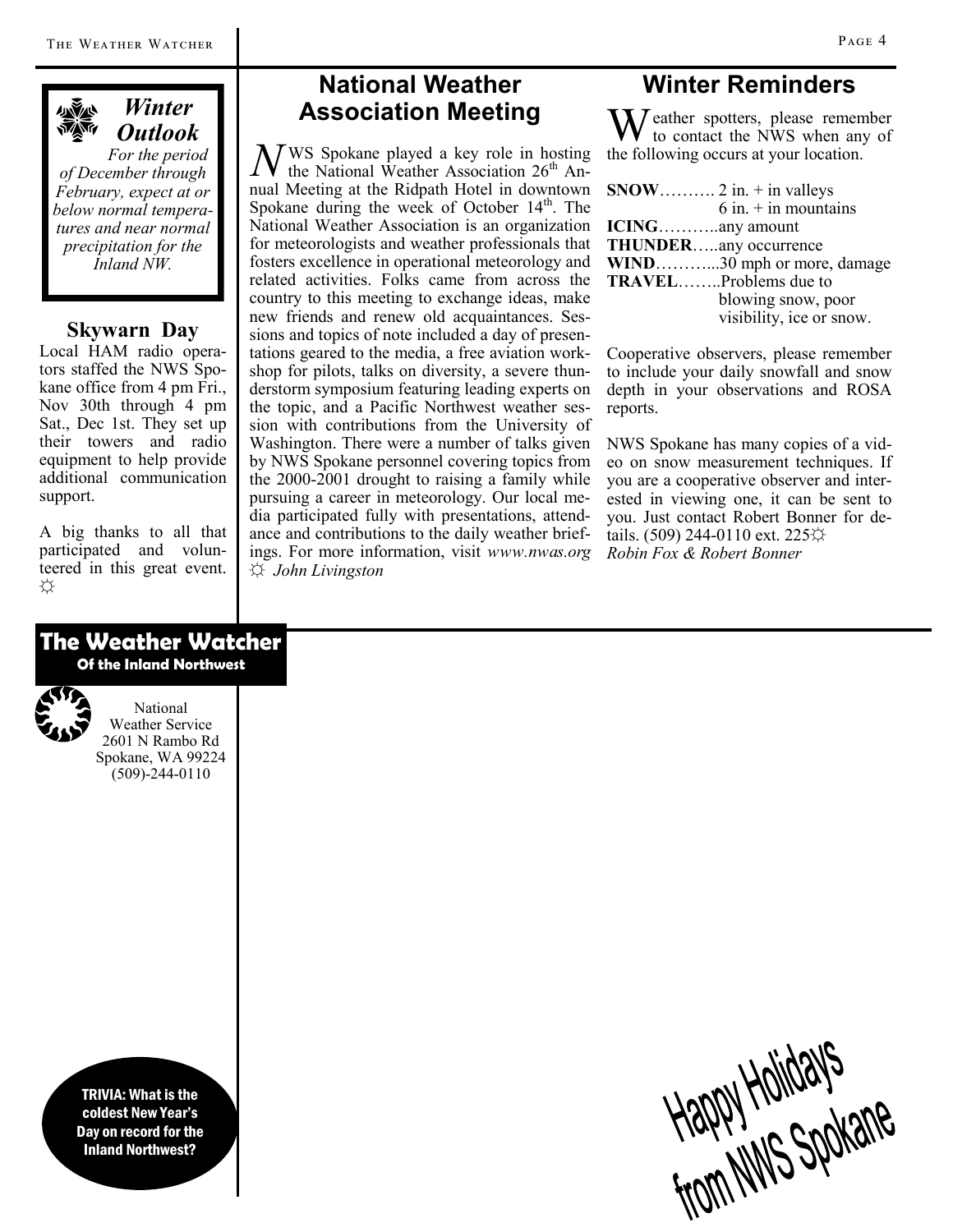## Winter Outlook

*For the period of December through February, expect at or below normal temperatures and near normal precipitation for the Inland NW.*

### Skywarn Day

Local HAM radio operators staffed the NWS Spokane office from 4 pm Fri., Nov 30th through 4 pm Sat., Dec 1st. They set up their towers and radio equipment to help provide additional communication support.

A big thanks to all that participated and volunteered in this great event. ☼

## National Weather Association Meeting

NWS Spokane played a key role in hosting the National Weather Association 26th Annual Meeting at the Ridpath Hotel in downtown Spokane during the week of October 14th. The National Weather Association is an organization for meteorologists and weather professionals that fosters excellence in operational meteorology and related activities. Folks came from across the country to this meeting to exchange ideas, make new friends and renew old acquaintances. Sessions and topics of note included a day of presentations geared to the media, a free aviation workshop for pilots, talks on diversity, a severe thunderstorm symposium featuring leading experts on the topic, and a Pacific Northwest weather session with contributions from the University of Washington. There were a number of talks given by NWS Spokane personnel covering topics from the 2000-2001 drought to raising a family while pursuing a career in meteorology. Our local media participated fully with presentations, attendance and contributions to the daily weather briefings. For more information, visit *www.nwas.org* ☼ *John Livingston*

## Winter Reminders

Weather spotters, please remember to contact the NWS when any of the following occurs at your location.

**SNOW**………. 2 in. + in valleys
6 in. + in mountains
**ICING**………..any amount
**THUNDER**…..any occurrence
**WIND**………...30 mph or more, damage
**TRAVEL**……..Problems due to blowing snow, poor visibility, ice or snow.

Cooperative observers, please remember to include your daily snowfall and snow depth in your observations and ROSA reports.

NWS Spokane has many copies of a video on snow measurement techniques. If you are a cooperative observer and interested in viewing one, it can be sent to you. Just contact Robert Bonner for details. (509) 244-0110 ext. 225☼
*Robin Fox & Robert Bonner*

**The Weather Watcher**
**Of the Inland Northwest**

National Weather Service
2601 N Rambo Rd
Spokane, WA 99224
(509)-244-0110

**TRIVIA: What is the coldest New Year's Day on record for the Inland Northwest?**

Happy Holidays from NWS Spokane